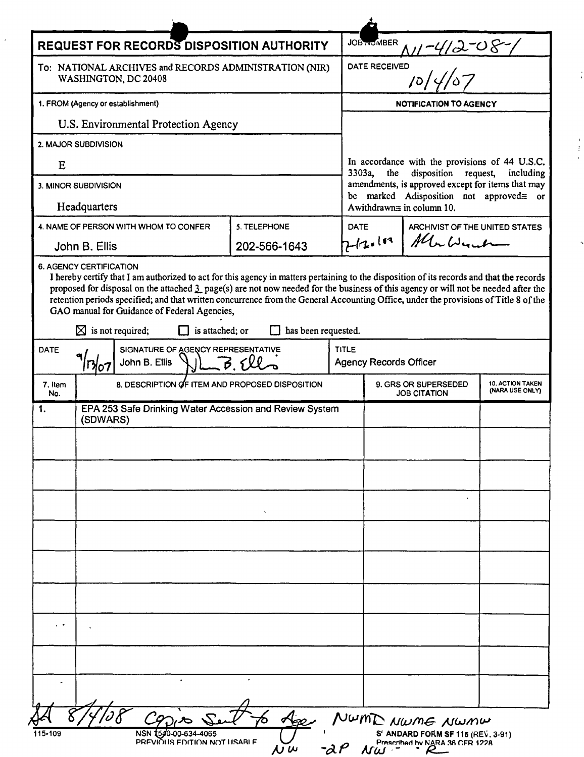# REQUEST FOR RECORDS DISPOSITION AUTHORITY

**JOB NUMBER** N1-412-08-1

**DATE RECEIVED** 10/4/07

To: NATIONAL ARCHIVES and RECORDS ADMINISTRATION (NIR)
WASHINGTON, DC 20408

**1. FROM (Agency or establishment)**

U.S. Environmental Protection Agency

**2. MAJOR SUBDIVISION**

E

**3. MINOR SUBDIVISION**

Headquarters

**NOTIFICATION TO AGENCY**

In accordance with the provisions of 44 U.S.C. 3303a, the disposition request, including amendments, is approved except for items that may be marked Adisposition not approved≅ or Awithdrawn≅ in column 10.

**4. NAME OF PERSON WITH WHOM TO CONFER**

John B. Ellis

**5. TELEPHONE**

202-566-1643

**DATE** 7-12-08

**ARCHIVIST OF THE UNITED STATES** [signature]

**6. AGENCY CERTIFICATION**

I hereby certify that I am authorized to act for this agency in matters pertaining to the disposition of its records and that the records proposed for disposal on the attached 3 page(s) are not now needed for the business of this agency or will not be needed after the retention periods specified; and that written concurrence from the General Accounting Office, under the provisions of Title 8 of the GAO manual for Guidance of Federal Agencies,

☒ is not required; ☐ is attached; or ☐ has been requested.

| DATE | SIGNATURE OF AGENCY REPRESENTATIVE | TITLE |
|---|---|---|
| 9/13/07 | John B. Ellis [signature] | Agency Records Officer |

| 7. Item No. | 8. DESCRIPTION OF ITEM AND PROPOSED DISPOSITION | 9. GRS OR SUPERSEDED JOB CITATION | 10. ACTION TAKEN (NARA USE ONLY) |
|---|---|---|---|
| 1. | EPA 253 Safe Drinking Water Accession and Review System (SDWARS) | | |

SA 8/4/08 Copies Sent to Agency NWMD NWME NWMW NW -2P NW - R

115-109 NSN 7540-00-634-4065 PREVIOUS EDITION NOT USABLE STANDARD FORM SF 115 (REV. 3-91) Prescribed by NARA 36 CFR 1228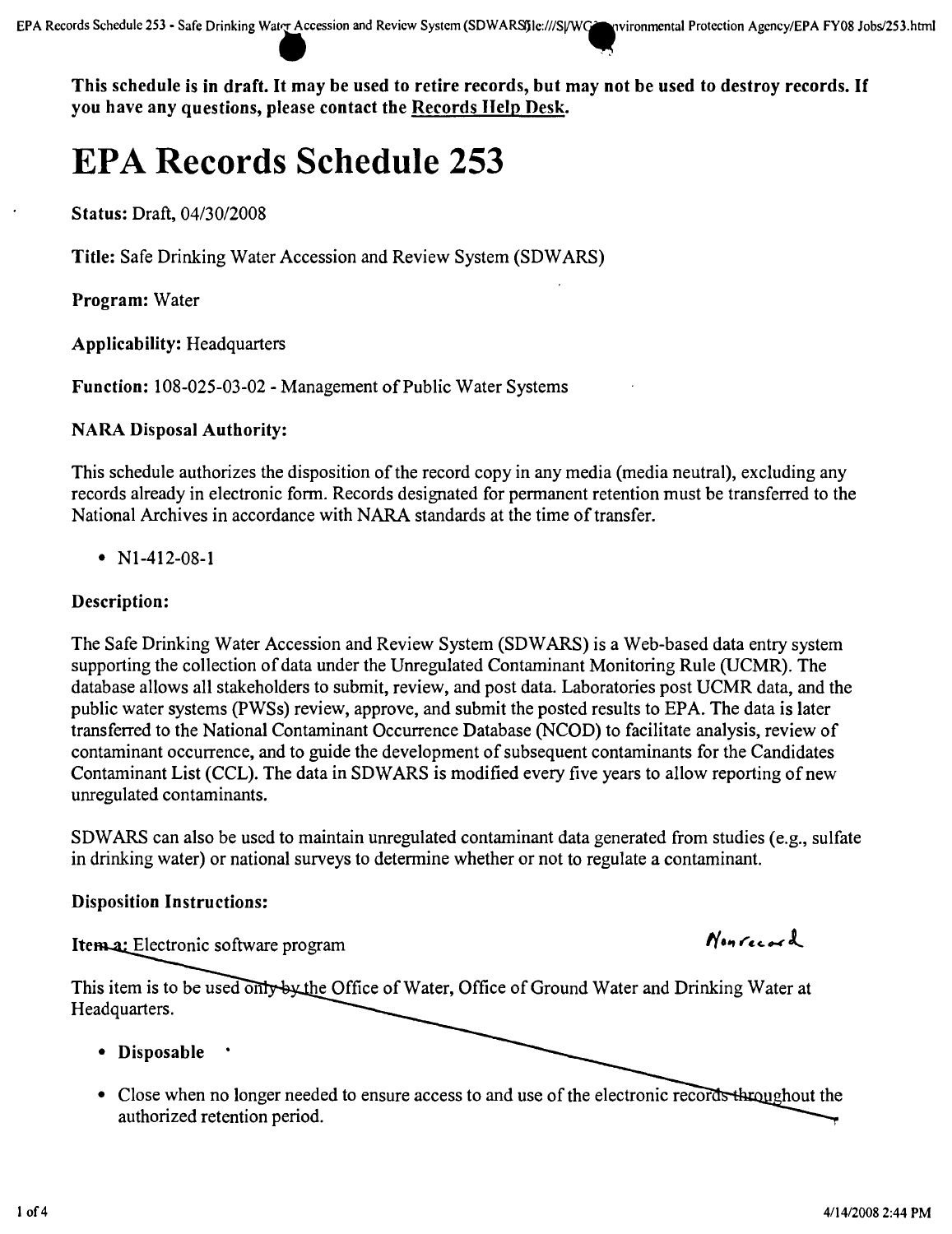**This schedule is in draft. It may be used to retire records, but may not be used to destroy records. If you have any questions, please contact the Records Help Desk.**

# EPA Records Schedule 253

**Status:** Draft, 04/30/2008

**Title:** Safe Drinking Water Accession and Review System (SDWARS)

**Program:** Water

**Applicability:** Headquarters

**Function:** 108-025-03-02 - Management of Public Water Systems

**NARA Disposal Authority:**

This schedule authorizes the disposition of the record copy in any media (media neutral), excluding any records already in electronic form. Records designated for permanent retention must be transferred to the National Archives in accordance with NARA standards at the time of transfer.

- N1-412-08-1

**Description:**

The Safe Drinking Water Accession and Review System (SDWARS) is a Web-based data entry system supporting the collection of data under the Unregulated Contaminant Monitoring Rule (UCMR). The database allows all stakeholders to submit, review, and post data. Laboratories post UCMR data, and the public water systems (PWSs) review, approve, and submit the posted results to EPA. The data is later transferred to the National Contaminant Occurrence Database (NCOD) to facilitate analysis, review of contaminant occurrence, and to guide the development of subsequent contaminants for the Candidates Contaminant List (CCL). The data in SDWARS is modified every five years to allow reporting of new unregulated contaminants.

SDWARS can also be used to maintain unregulated contaminant data generated from studies (e.g., sulfate in drinking water) or national surveys to determine whether or not to regulate a contaminant.

**Disposition Instructions:**

~~Item a: Electronic software program~~ *Nonrecord*

~~This item is to be used only by the Office of Water, Office of Ground Water and Drinking Water at Headquarters.~~

- ~~**Disposable**~~
- ~~Close when no longer needed to ensure access to and use of the electronic records throughout the authorized retention period.~~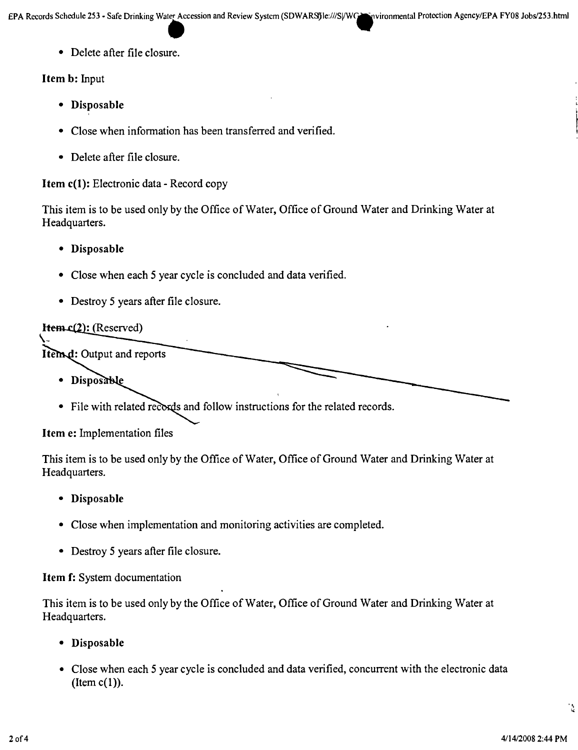- Delete after file closure.

**Item b:** Input

- **Disposable**
- Close when information has been transferred and verified.
- Delete after file closure.

**Item c(1):** Electronic data - Record copy

This item is to be used only by the Office of Water, Office of Ground Water and Drinking Water at Headquarters.

- **Disposable**
- Close when each 5 year cycle is concluded and data verified.
- Destroy 5 years after file closure.

**Item c(2):** (Reserved)

**Item d:** Output and reports

- **Disposable**
- File with related records and follow instructions for the related records.

**Item e:** Implementation files

This item is to be used only by the Office of Water, Office of Ground Water and Drinking Water at Headquarters.

- **Disposable**
- Close when implementation and monitoring activities are completed.
- Destroy 5 years after file closure.

**Item f:** System documentation

This item is to be used only by the Office of Water, Office of Ground Water and Drinking Water at Headquarters.

- **Disposable**
- Close when each 5 year cycle is concluded and data verified, concurrent with the electronic data (Item c(1)).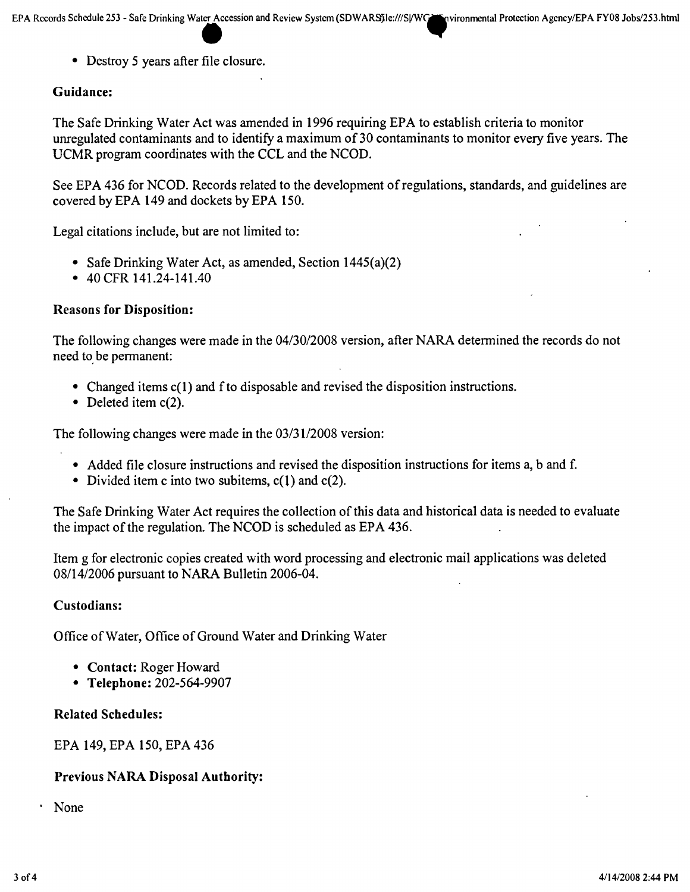- Destroy 5 years after file closure.

**Guidance:**

The Safe Drinking Water Act was amended in 1996 requiring EPA to establish criteria to monitor unregulated contaminants and to identify a maximum of 30 contaminants to monitor every five years. The UCMR program coordinates with the CCL and the NCOD.

See EPA 436 for NCOD. Records related to the development of regulations, standards, and guidelines are covered by EPA 149 and dockets by EPA 150.

Legal citations include, but are not limited to:

- Safe Drinking Water Act, as amended, Section 1445(a)(2)
- 40 CFR 141.24-141.40

**Reasons for Disposition:**

The following changes were made in the 04/30/2008 version, after NARA determined the records do not need to be permanent:

- Changed items c(1) and f to disposable and revised the disposition instructions.
- Deleted item c(2).

The following changes were made in the 03/31/2008 version:

- Added file closure instructions and revised the disposition instructions for items a, b and f.
- Divided item c into two subitems, c(1) and c(2).

The Safe Drinking Water Act requires the collection of this data and historical data is needed to evaluate the impact of the regulation. The NCOD is scheduled as EPA 436.

Item g for electronic copies created with word processing and electronic mail applications was deleted 08/14/2006 pursuant to NARA Bulletin 2006-04.

**Custodians:**

Office of Water, Office of Ground Water and Drinking Water

- **Contact:** Roger Howard
- **Telephone:** 202-564-9907

**Related Schedules:**

EPA 149, EPA 150, EPA 436

**Previous NARA Disposal Authority:**

None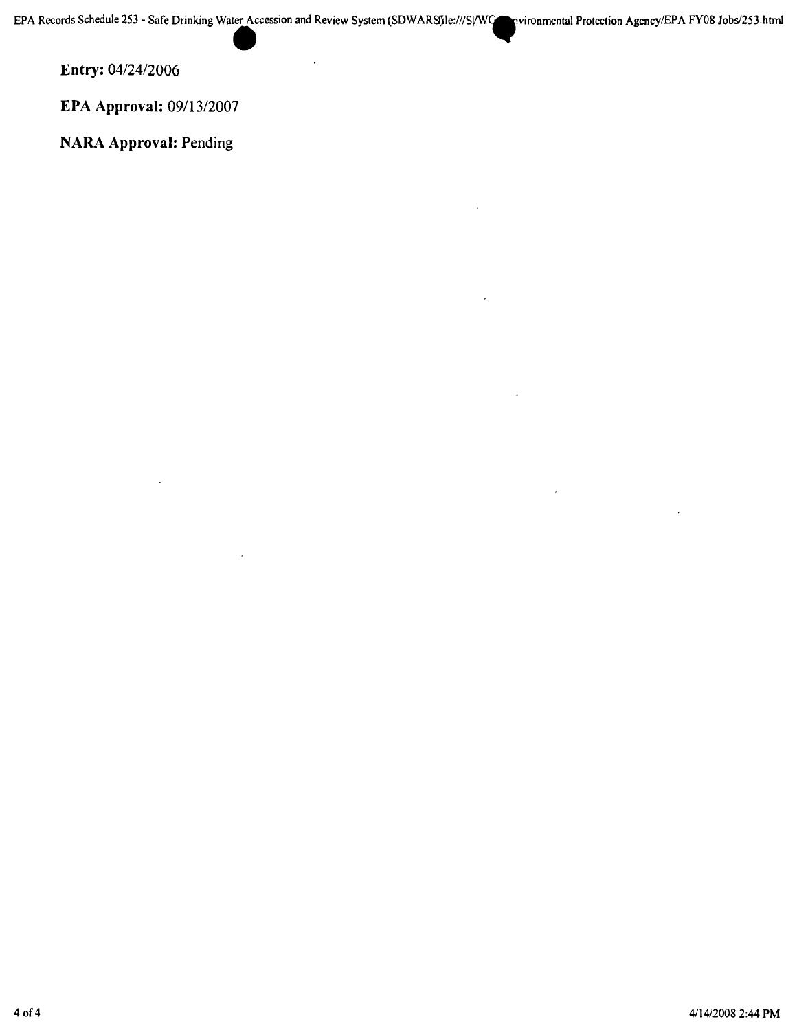**Entry:** 04/24/2006

**EPA Approval:** 09/13/2007

**NARA Approval:** Pending